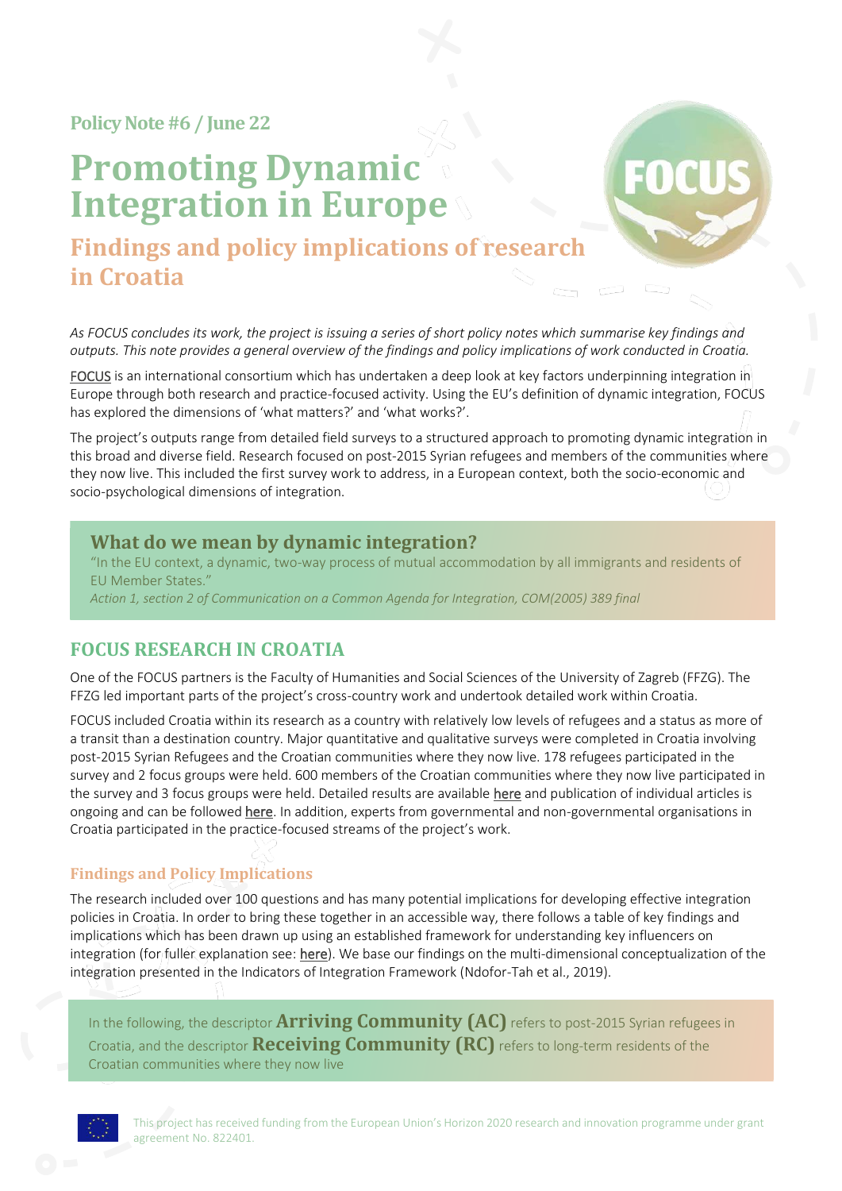Policy Note #6 / June 22

# Promoting Dynamic Integration in Europe

## Findings and policy implications of research in Croatia

*As FOCUS concludes its work, the project is issuing a series of short policy notes which summarise key findings and outputs. This note provides a general overview of the findings and policy implications of work conducted in Croatia.*

FOCUS is an international consortium which has undertaken a deep look at key factors underpinning integration in Europe through both research and practice-focused activity. Using the EU's definition of dynamic integration, FOCUS has explored the dimensions of 'what matters?' and 'what works?'.

The project's outputs range from detailed field surveys to a structured approach to promoting dynamic integration in this broad and diverse field. Research focused on post-2015 Syrian refugees and members of the communities where they now live. This included the first survey work to address, in a European context, both the socio-economic and socio-psychological dimensions of integration.

### What do we mean by dynamic integration?

"In the EU context, a dynamic, two-way process of mutual accommodation by all immigrants and residents of EU Member States."

*Action 1, section 2 of Communication on a Common Agenda for Integration, COM(2005) 389 final*

## FOCUS RESEARCH IN CROATIA

One of the FOCUS partners is the Faculty of Humanities and Social Sciences of the University of Zagreb (FFZG). The FFZG led important parts of the project's cross-country work and undertook detailed work within Croatia.

FOCUS included Croatia within its research as a country with relatively low levels of refugees and a status as more of a transit than a destination country. Major quantitative and qualitative surveys were completed in Croatia involving post-2015 Syrian Refugees and the Croatian communities where they now live. 178 refugees participated in the survey and 2 focus groups were held. 600 members of the Croatian communities where they now live participated in the survey and 3 focus groups were held. Detailed results are available here and publication of individual articles is ongoing and can be followed here. In addition, experts from governmental and non-governmental organisations in Croatia participated in the practice-focused streams of the project's work.

### Findings and Policy Implications

The research included over 100 questions and has many potential implications for developing effective integration policies in Croatia. In order to bring these together in an accessible way, there follows a table of key findings and implications which has been drawn up using an established framework for understanding key influencers on integration (for fuller explanation see: here). We base our findings on the multi-dimensional conceptualization of the integration presented in the Indicators of Integration Framework (Ndofor-Tah et al., 2019).

In the following, the descriptor **Arriving Community (AC)** refers to post-2015 Syrian refugees in Croatia, and the descriptor **Receiving Community (RC)** refers to long-term residents of the Croatian communities where they now live

This project has received funding from the European Union's Horizon 2020 research and innovation programme under grant agreement No. 822401.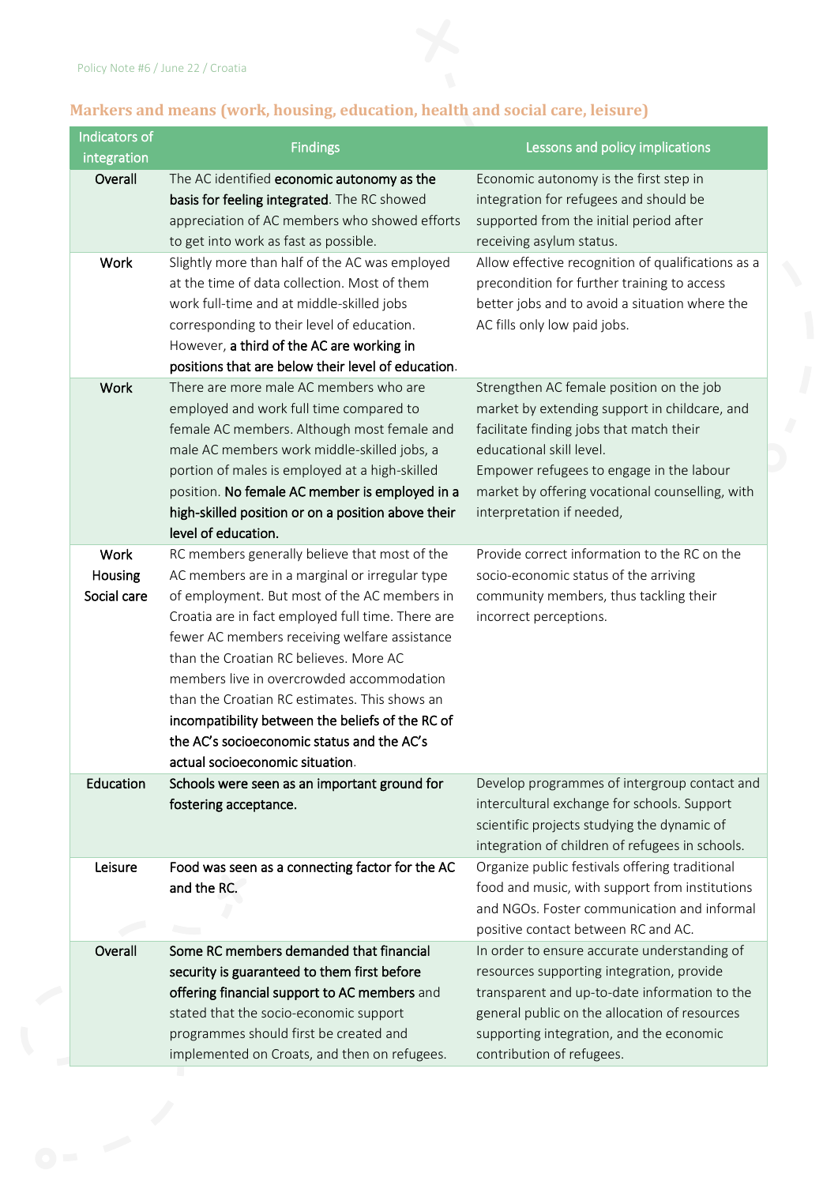## Markers and means (work, housing, education, health and social care, leisure)

| Indicators of integration | Findings | Lessons and policy implications |
| --- | --- | --- |
| Overall | The AC identified **economic autonomy as the basis for feeling integrated**. The RC showed appreciation of AC members who showed efforts to get into work as fast as possible. | Economic autonomy is the first step in integration for refugees and should be supported from the initial period after receiving asylum status. |
| Work | Slightly more than half of the AC was employed at the time of data collection. Most of them work full-time and at middle-skilled jobs corresponding to their level of education. However, **a third of the AC are working in positions that are below their level of education**. | Allow effective recognition of qualifications as a precondition for further training to access better jobs and to avoid a situation where the AC fills only low paid jobs. |
| Work | There are more male AC members who are employed and work full time compared to female AC members. Although most female and male AC members work middle-skilled jobs, a portion of males is employed at a high-skilled position. **No female AC member is employed in a high-skilled position or on a position above their level of education.** | Strengthen AC female position on the job market by extending support in childcare, and facilitate finding jobs that match their educational skill level.<br>Empower refugees to engage in the labour market by offering vocational counselling, with interpretation if needed, |
| Work<br>Housing<br>Social care | RC members generally believe that most of the AC members are in a marginal or irregular type of employment. But most of the AC members in Croatia are in fact employed full time. There are fewer AC members receiving welfare assistance than the Croatian RC believes. More AC members live in overcrowded accommodation than the Croatian RC estimates. This shows an **incompatibility between the beliefs of the RC of the AC's socioeconomic status and the AC's actual socioeconomic situation**. | Provide correct information to the RC on the socio-economic status of the arriving community members, thus tackling their incorrect perceptions. |
| Education | **Schools were seen as an important ground for fostering acceptance.** | Develop programmes of intergroup contact and intercultural exchange for schools. Support scientific projects studying the dynamic of integration of children of refugees in schools. |
| Leisure | **Food was seen as a connecting factor for the AC and the RC.** | Organize public festivals offering traditional food and music, with support from institutions and NGOs. Foster communication and informal positive contact between RC and AC. |
| Overall | **Some RC members demanded that financial security is guaranteed to them first before offering financial support to AC members** and stated that the socio-economic support programmes should first be created and implemented on Croats, and then on refugees. | In order to ensure accurate understanding of resources supporting integration, provide transparent and up-to-date information to the general public on the allocation of resources supporting integration, and the economic contribution of refugees. |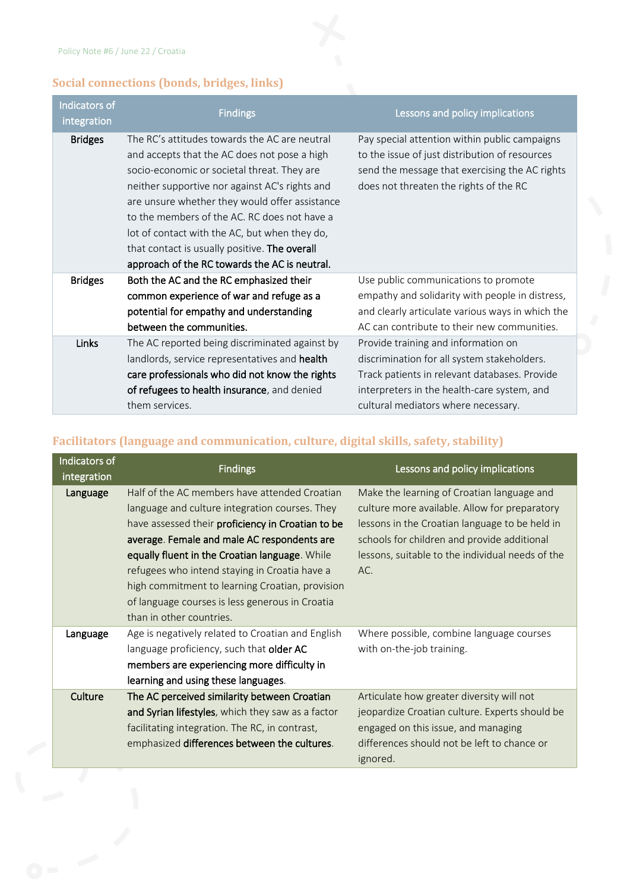## Social connections (bonds, bridges, links)

| Indicators of integration | Findings | Lessons and policy implications |
|---|---|---|
| Bridges | The RC's attitudes towards the AC are neutral and accepts that the AC does not pose a high socio-economic or societal threat. They are neither supportive nor against AC's rights and are unsure whether they would offer assistance to the members of the AC. RC does not have a lot of contact with the AC, but when they do, that contact is usually positive. **The overall approach of the RC towards the AC is neutral.** | Pay special attention within public campaigns to the issue of just distribution of resources send the message that exercising the AC rights does not threaten the rights of the RC |
| Bridges | **Both the AC and the RC emphasized their common experience of war and refuge as a potential for empathy and understanding between the communities.** | Use public communications to promote empathy and solidarity with people in distress, and clearly articulate various ways in which the AC can contribute to their new communities. |
| Links | The AC reported being discriminated against by landlords, service representatives and **health care professionals who did not know the rights of refugees to health insurance**, and denied them services. | Provide training and information on discrimination for all system stakeholders. Track patients in relevant databases. Provide interpreters in the health-care system, and cultural mediators where necessary. |

## Facilitators (language and communication, culture, digital skills, safety, stability)

| Indicators of integration | Findings | Lessons and policy implications |
|---|---|---|
| Language | Half of the AC members have attended Croatian language and culture integration courses. They have assessed their **proficiency in Croatian to be average**. **Female and male AC respondents are equally fluent in the Croatian language**. While refugees who intend staying in Croatia have a high commitment to learning Croatian, provision of language courses is less generous in Croatia than in other countries. | Make the learning of Croatian language and culture more available. Allow for preparatory lessons in the Croatian language to be held in schools for children and provide additional lessons, suitable to the individual needs of the AC. |
| Language | Age is negatively related to Croatian and English language proficiency, such that **older AC members are experiencing more difficulty in learning and using these languages**. | Where possible, combine language courses with on-the-job training. |
| Culture | **The AC perceived similarity between Croatian and Syrian lifestyles**, which they saw as a factor facilitating integration. The RC, in contrast, emphasized **differences between the cultures**. | Articulate how greater diversity will not jeopardize Croatian culture. Experts should be engaged on this issue, and managing differences should not be left to chance or ignored. |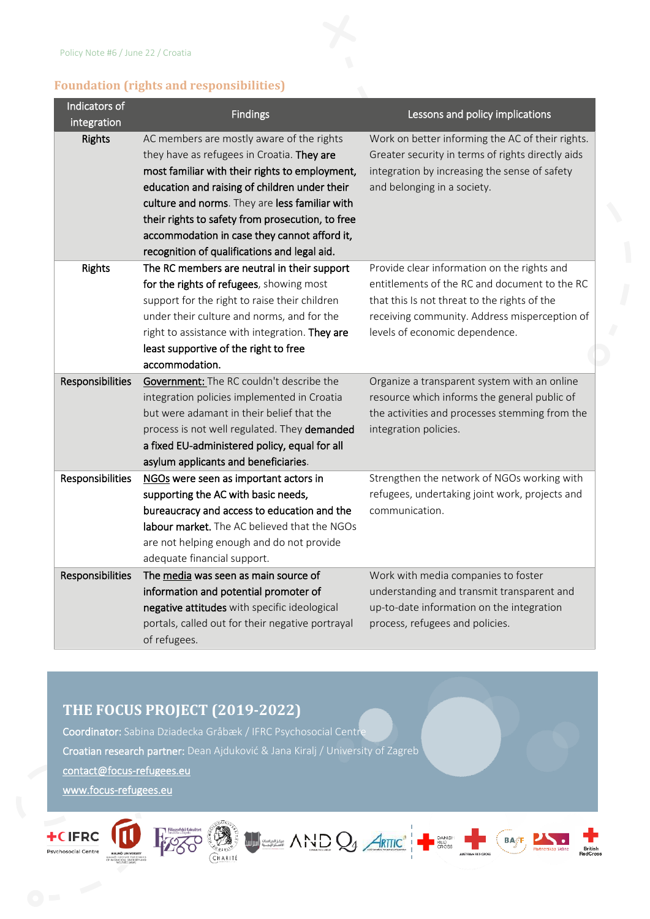## Foundation (rights and responsibilities)

| Indicators of integration | Findings | Lessons and policy implications |
|---|---|---|
| Rights | AC members are mostly aware of the rights they have as refugees in Croatia. **They are most familiar with their rights to employment, education and raising of children under their culture and norms**. They are **less familiar with their rights to safety from prosecution, to free accommodation in case they cannot afford it, recognition of qualifications and legal aid.** | Work on better informing the AC of their rights. Greater security in terms of rights directly aids integration by increasing the sense of safety and belonging in a society. |
| Rights | **The RC members are neutral in their support for the rights of refugees**, showing most support for the right to raise their children under their culture and norms, and for the right to assistance with integration. **They are least supportive of the right to free accommodation.** | Provide clear information on the rights and entitlements of the RC and document to the RC that this Is not threat to the rights of the receiving community. Address misperception of levels of economic dependence. |
| Responsibilities | <u>Government:</u> The RC couldn't describe the integration policies implemented in Croatia but were adamant in their belief that the process is not well regulated. They **demanded a fixed EU-administered policy, equal for all asylum applicants and beneficiaries**. | Organize a transparent system with an online resource which informs the general public of the activities and processes stemming from the integration policies. |
| Responsibilities | **<u>NGOs</u> were seen as important actors in supporting the AC with basic needs, bureaucracy and access to education and the labour market.** The AC believed that the NGOs are not helping enough and do not provide adequate financial support. | Strengthen the network of NGOs working with refugees, undertaking joint work, projects and communication. |
| Responsibilities | **The <u>media</u> was seen as main source of information and potential promoter of negative attitudes** with specific ideological portals, called out for their negative portrayal of refugees. | Work with media companies to foster understanding and transmit transparent and up-to-date information on the integration process, refugees and policies. |

## THE FOCUS PROJECT (2019-2022)

**Coordinator:** Sabina Dziadecka Gråbæk / IFRC Psychosocial Centre

**Croatian research partner:** Dean Ajduković & Jana Kiralj / University of Zagreb

contact@focus-refugees.eu

www.focus-refugees.eu